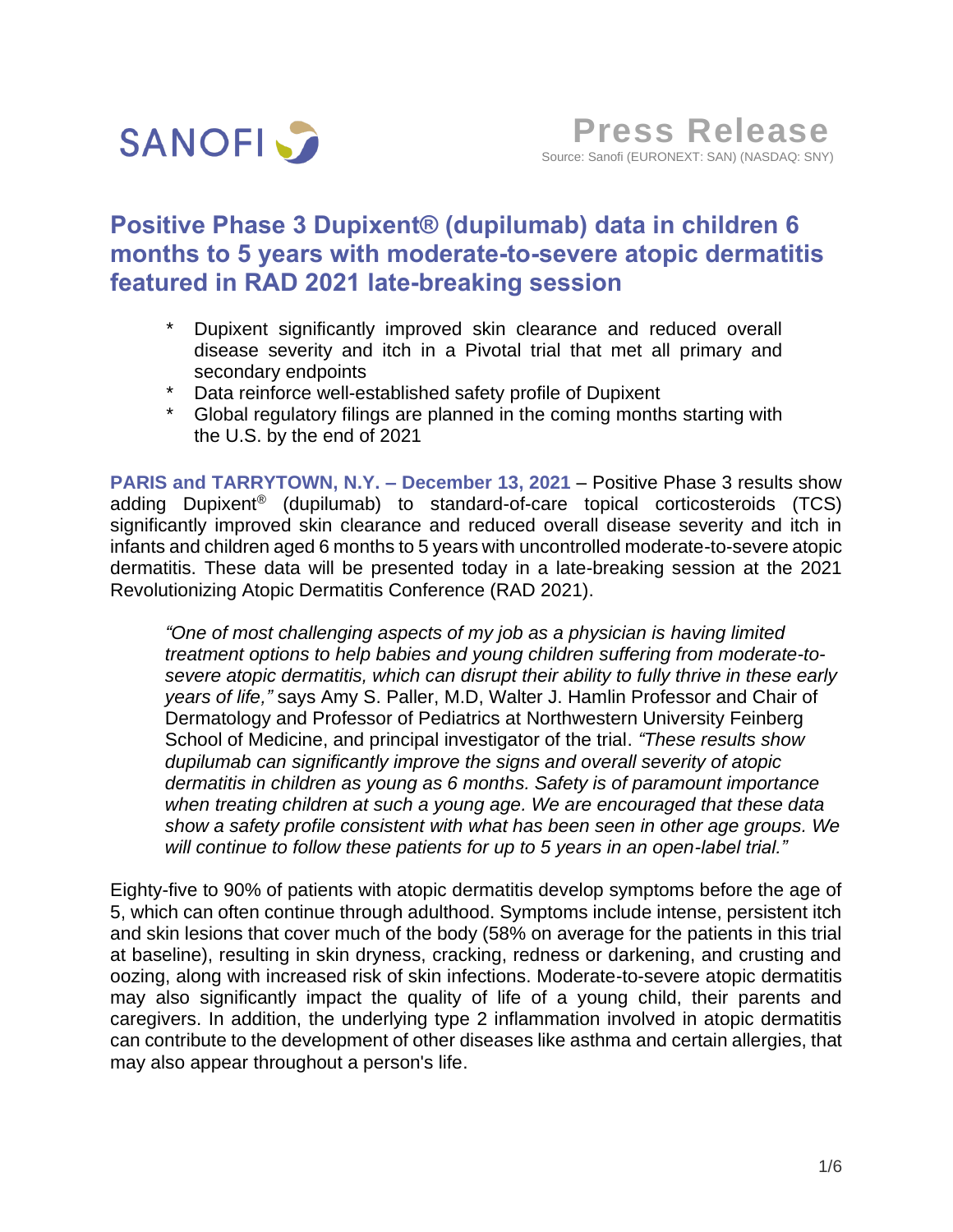**SANOFI**

# Press Release

Source: Sanofi (EURONEXT: SAN) (NASDAQ: SNY)

## Positive Phase 3 Dupixent® (dupilumab) data in children 6 months to 5 years with moderate-to-severe atopic dermatitis featured in RAD 2021 late-breaking session

* Dupixent significantly improved skin clearance and reduced overall disease severity and itch in a Pivotal trial that met all primary and secondary endpoints
* Data reinforce well-established safety profile of Dupixent
* Global regulatory filings are planned in the coming months starting with the U.S. by the end of 2021

**PARIS and TARRYTOWN, N.Y. – December 13, 2021** – Positive Phase 3 results show adding Dupixent® (dupilumab) to standard-of-care topical corticosteroids (TCS) significantly improved skin clearance and reduced overall disease severity and itch in infants and children aged 6 months to 5 years with uncontrolled moderate-to-severe atopic dermatitis. These data will be presented today in a late-breaking session at the 2021 Revolutionizing Atopic Dermatitis Conference (RAD 2021).

> *"One of most challenging aspects of my job as a physician is having limited treatment options to help babies and young children suffering from moderate-to-severe atopic dermatitis, which can disrupt their ability to fully thrive in these early years of life,"* says Amy S. Paller, M.D, Walter J. Hamlin Professor and Chair of Dermatology and Professor of Pediatrics at Northwestern University Feinberg School of Medicine, and principal investigator of the trial. *"These results show dupilumab can significantly improve the signs and overall severity of atopic dermatitis in children as young as 6 months. Safety is of paramount importance when treating children at such a young age. We are encouraged that these data show a safety profile consistent with what has been seen in other age groups. We will continue to follow these patients for up to 5 years in an open-label trial."*

Eighty-five to 90% of patients with atopic dermatitis develop symptoms before the age of 5, which can often continue through adulthood. Symptoms include intense, persistent itch and skin lesions that cover much of the body (58% on average for the patients in this trial at baseline), resulting in skin dryness, cracking, redness or darkening, and crusting and oozing, along with increased risk of skin infections. Moderate-to-severe atopic dermatitis may also significantly impact the quality of life of a young child, their parents and caregivers. In addition, the underlying type 2 inflammation involved in atopic dermatitis can contribute to the development of other diseases like asthma and certain allergies, that may also appear throughout a person's life.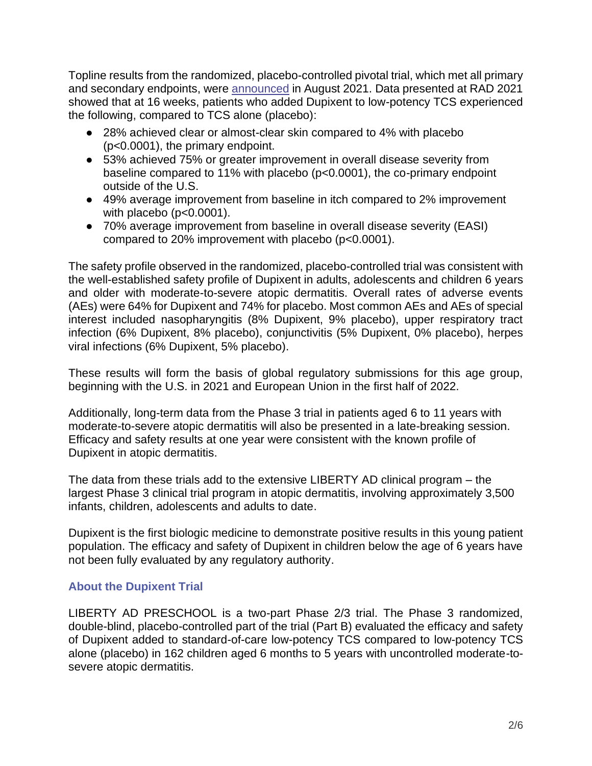Topline results from the randomized, placebo-controlled pivotal trial, which met all primary and secondary endpoints, were announced in August 2021. Data presented at RAD 2021 showed that at 16 weeks, patients who added Dupixent to low-potency TCS experienced the following, compared to TCS alone (placebo):

- 28% achieved clear or almost-clear skin compared to 4% with placebo ($p<0.0001$), the primary endpoint.
- 53% achieved 75% or greater improvement in overall disease severity from baseline compared to 11% with placebo ($p<0.0001$), the co-primary endpoint outside of the U.S.
- 49% average improvement from baseline in itch compared to 2% improvement with placebo ($p<0.0001$).
- 70% average improvement from baseline in overall disease severity (EASI) compared to 20% improvement with placebo ($p<0.0001$).

The safety profile observed in the randomized, placebo-controlled trial was consistent with the well-established safety profile of Dupixent in adults, adolescents and children 6 years and older with moderate-to-severe atopic dermatitis. Overall rates of adverse events (AEs) were 64% for Dupixent and 74% for placebo. Most common AEs and AEs of special interest included nasopharyngitis (8% Dupixent, 9% placebo), upper respiratory tract infection (6% Dupixent, 8% placebo), conjunctivitis (5% Dupixent, 0% placebo), herpes viral infections (6% Dupixent, 5% placebo).

These results will form the basis of global regulatory submissions for this age group, beginning with the U.S. in 2021 and European Union in the first half of 2022.

Additionally, long-term data from the Phase 3 trial in patients aged 6 to 11 years with moderate-to-severe atopic dermatitis will also be presented in a late-breaking session. Efficacy and safety results at one year were consistent with the known profile of Dupixent in atopic dermatitis.

The data from these trials add to the extensive LIBERTY AD clinical program – the largest Phase 3 clinical trial program in atopic dermatitis, involving approximately 3,500 infants, children, adolescents and adults to date.

Dupixent is the first biologic medicine to demonstrate positive results in this young patient population. The efficacy and safety of Dupixent in children below the age of 6 years have not been fully evaluated by any regulatory authority.

## About the Dupixent Trial

LIBERTY AD PRESCHOOL is a two-part Phase 2/3 trial. The Phase 3 randomized, double-blind, placebo-controlled part of the trial (Part B) evaluated the efficacy and safety of Dupixent added to standard-of-care low-potency TCS compared to low-potency TCS alone (placebo) in 162 children aged 6 months to 5 years with uncontrolled moderate-to-severe atopic dermatitis.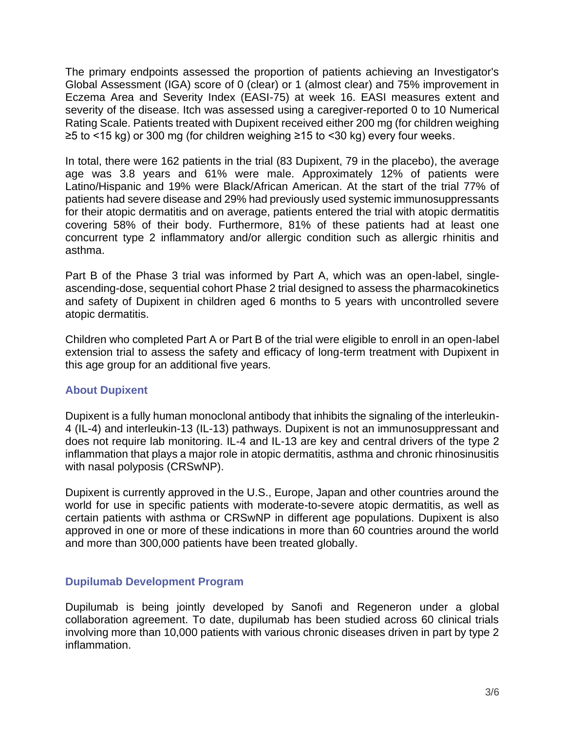The primary endpoints assessed the proportion of patients achieving an Investigator's Global Assessment (IGA) score of 0 (clear) or 1 (almost clear) and 75% improvement in Eczema Area and Severity Index (EASI-75) at week 16. EASI measures extent and severity of the disease. Itch was assessed using a caregiver-reported 0 to 10 Numerical Rating Scale. Patients treated with Dupixent received either 200 mg (for children weighing ≥5 to <15 kg) or 300 mg (for children weighing ≥15 to <30 kg) every four weeks.

In total, there were 162 patients in the trial (83 Dupixent, 79 in the placebo), the average age was 3.8 years and 61% were male. Approximately 12% of patients were Latino/Hispanic and 19% were Black/African American. At the start of the trial 77% of patients had severe disease and 29% had previously used systemic immunosuppressants for their atopic dermatitis and on average, patients entered the trial with atopic dermatitis covering 58% of their body. Furthermore, 81% of these patients had at least one concurrent type 2 inflammatory and/or allergic condition such as allergic rhinitis and asthma.

Part B of the Phase 3 trial was informed by Part A, which was an open-label, single-ascending-dose, sequential cohort Phase 2 trial designed to assess the pharmacokinetics and safety of Dupixent in children aged 6 months to 5 years with uncontrolled severe atopic dermatitis.

Children who completed Part A or Part B of the trial were eligible to enroll in an open-label extension trial to assess the safety and efficacy of long-term treatment with Dupixent in this age group for an additional five years.

## About Dupixent

Dupixent is a fully human monoclonal antibody that inhibits the signaling of the interleukin-4 (IL-4) and interleukin-13 (IL-13) pathways. Dupixent is not an immunosuppressant and does not require lab monitoring. IL-4 and IL-13 are key and central drivers of the type 2 inflammation that plays a major role in atopic dermatitis, asthma and chronic rhinosinusitis with nasal polyposis (CRSwNP).

Dupixent is currently approved in the U.S., Europe, Japan and other countries around the world for use in specific patients with moderate-to-severe atopic dermatitis, as well as certain patients with asthma or CRSwNP in different age populations. Dupixent is also approved in one or more of these indications in more than 60 countries around the world and more than 300,000 patients have been treated globally.

## Dupilumab Development Program

Dupilumab is being jointly developed by Sanofi and Regeneron under a global collaboration agreement. To date, dupilumab has been studied across 60 clinical trials involving more than 10,000 patients with various chronic diseases driven in part by type 2 inflammation.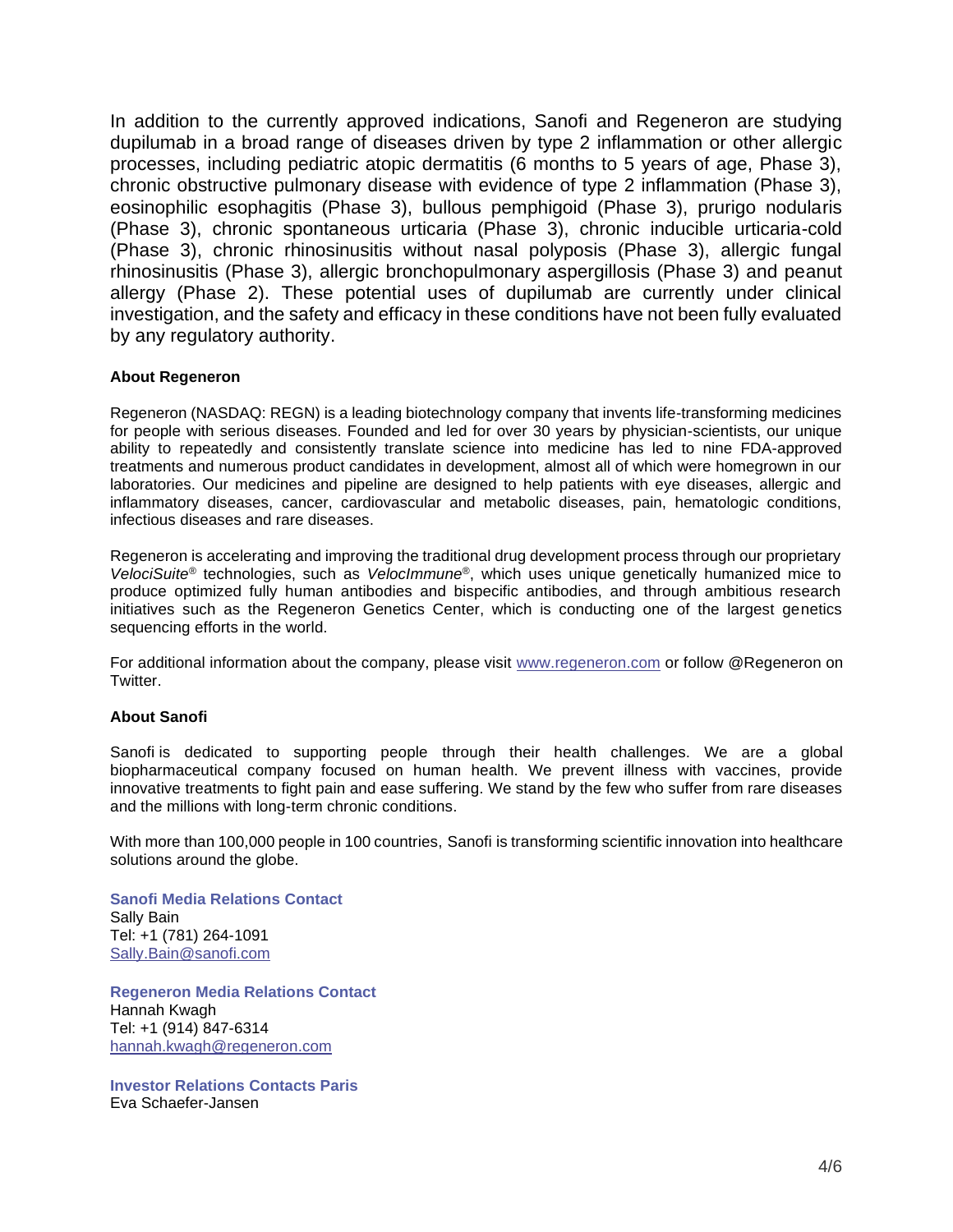In addition to the currently approved indications, Sanofi and Regeneron are studying dupilumab in a broad range of diseases driven by type 2 inflammation or other allergic processes, including pediatric atopic dermatitis (6 months to 5 years of age, Phase 3), chronic obstructive pulmonary disease with evidence of type 2 inflammation (Phase 3), eosinophilic esophagitis (Phase 3), bullous pemphigoid (Phase 3), prurigo nodularis (Phase 3), chronic spontaneous urticaria (Phase 3), chronic inducible urticaria-cold (Phase 3), chronic rhinosinusitis without nasal polyposis (Phase 3), allergic fungal rhinosinusitis (Phase 3), allergic bronchopulmonary aspergillosis (Phase 3) and peanut allergy (Phase 2). These potential uses of dupilumab are currently under clinical investigation, and the safety and efficacy in these conditions have not been fully evaluated by any regulatory authority.

**About Regeneron**

Regeneron (NASDAQ: REGN) is a leading biotechnology company that invents life-transforming medicines for people with serious diseases. Founded and led for over 30 years by physician-scientists, our unique ability to repeatedly and consistently translate science into medicine has led to nine FDA-approved treatments and numerous product candidates in development, almost all of which were homegrown in our laboratories. Our medicines and pipeline are designed to help patients with eye diseases, allergic and inflammatory diseases, cancer, cardiovascular and metabolic diseases, pain, hematologic conditions, infectious diseases and rare diseases.

Regeneron is accelerating and improving the traditional drug development process through our proprietary *VelociSuite*® technologies, such as *VelocImmune*®, which uses unique genetically humanized mice to produce optimized fully human antibodies and bispecific antibodies, and through ambitious research initiatives such as the Regeneron Genetics Center, which is conducting one of the largest genetics sequencing efforts in the world.

For additional information about the company, please visit [www.regeneron.com](http://www.regeneron.com) or follow @Regeneron on Twitter.

**About Sanofi**

Sanofi is dedicated to supporting people through their health challenges. We are a global biopharmaceutical company focused on human health. We prevent illness with vaccines, provide innovative treatments to fight pain and ease suffering. We stand by the few who suffer from rare diseases and the millions with long-term chronic conditions.

With more than 100,000 people in 100 countries, Sanofi is transforming scientific innovation into healthcare solutions around the globe.

**Sanofi Media Relations Contact**
Sally Bain
Tel: +1 (781) 264-1091
[Sally.Bain@sanofi.com](mailto:Sally.Bain@sanofi.com)

**Regeneron Media Relations Contact**
Hannah Kwagh
Tel: +1 (914) 847-6314
[hannah.kwagh@regeneron.com](mailto:hannah.kwagh@regeneron.com)

**Investor Relations Contacts Paris**
Eva Schaefer-Jansen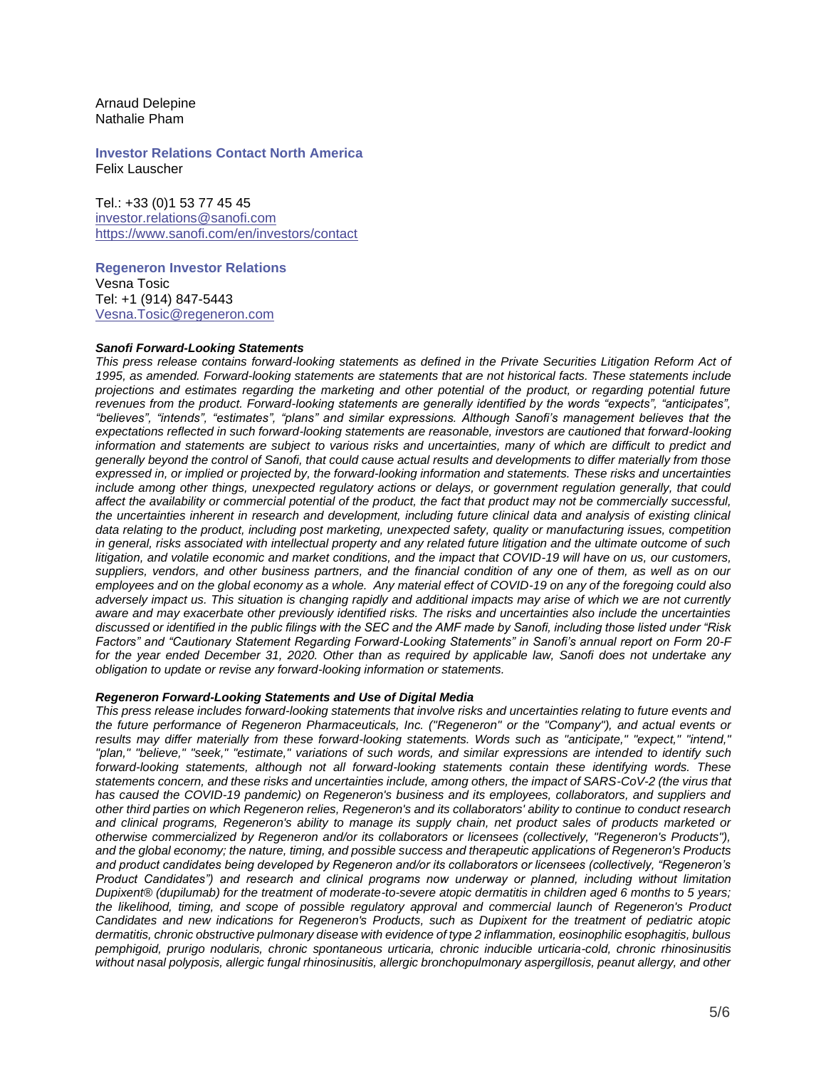Arnaud Delepine
Nathalie Pham

**Investor Relations Contact North America**
Felix Lauscher

Tel.: +33 (0)1 53 77 45 45
investor.relations@sanofi.com
https://www.sanofi.com/en/investors/contact

**Regeneron Investor Relations**
Vesna Tosic
Tel: +1 (914) 847-5443
Vesna.Tosic@regeneron.com

***Sanofi Forward-Looking Statements***
*This press release contains forward-looking statements as defined in the Private Securities Litigation Reform Act of 1995, as amended. Forward-looking statements are statements that are not historical facts. These statements include projections and estimates regarding the marketing and other potential of the product, or regarding potential future revenues from the product. Forward-looking statements are generally identified by the words "expects", "anticipates", "believes", "intends", "estimates", "plans" and similar expressions. Although Sanofi's management believes that the expectations reflected in such forward-looking statements are reasonable, investors are cautioned that forward-looking information and statements are subject to various risks and uncertainties, many of which are difficult to predict and generally beyond the control of Sanofi, that could cause actual results and developments to differ materially from those expressed in, or implied or projected by, the forward-looking information and statements. These risks and uncertainties include among other things, unexpected regulatory actions or delays, or government regulation generally, that could affect the availability or commercial potential of the product, the fact that product may not be commercially successful, the uncertainties inherent in research and development, including future clinical data and analysis of existing clinical data relating to the product, including post marketing, unexpected safety, quality or manufacturing issues, competition in general, risks associated with intellectual property and any related future litigation and the ultimate outcome of such litigation, and volatile economic and market conditions, and the impact that COVID-19 will have on us, our customers, suppliers, vendors, and other business partners, and the financial condition of any one of them, as well as on our employees and on the global economy as a whole. Any material effect of COVID-19 on any of the foregoing could also adversely impact us. This situation is changing rapidly and additional impacts may arise of which we are not currently aware and may exacerbate other previously identified risks. The risks and uncertainties also include the uncertainties discussed or identified in the public filings with the SEC and the AMF made by Sanofi, including those listed under "Risk Factors" and "Cautionary Statement Regarding Forward-Looking Statements" in Sanofi's annual report on Form 20-F for the year ended December 31, 2020. Other than as required by applicable law, Sanofi does not undertake any obligation to update or revise any forward-looking information or statements.*

***Regeneron Forward-Looking Statements and Use of Digital Media***
*This press release includes forward-looking statements that involve risks and uncertainties relating to future events and the future performance of Regeneron Pharmaceuticals, Inc. ("Regeneron" or the "Company"), and actual events or results may differ materially from these forward-looking statements. Words such as "anticipate," "expect," "intend," "plan," "believe," "seek," "estimate," variations of such words, and similar expressions are intended to identify such forward-looking statements, although not all forward-looking statements contain these identifying words. These statements concern, and these risks and uncertainties include, among others, the impact of SARS-CoV-2 (the virus that has caused the COVID-19 pandemic) on Regeneron's business and its employees, collaborators, and suppliers and other third parties on which Regeneron relies, Regeneron's and its collaborators' ability to continue to conduct research and clinical programs, Regeneron's ability to manage its supply chain, net product sales of products marketed or otherwise commercialized by Regeneron and/or its collaborators or licensees (collectively, "Regeneron's Products"), and the global economy; the nature, timing, and possible success and therapeutic applications of Regeneron's Products and product candidates being developed by Regeneron and/or its collaborators or licensees (collectively, "Regeneron's Product Candidates") and research and clinical programs now underway or planned, including without limitation Dupixent® (dupilumab) for the treatment of moderate-to-severe atopic dermatitis in children aged 6 months to 5 years; the likelihood, timing, and scope of possible regulatory approval and commercial launch of Regeneron's Product Candidates and new indications for Regeneron's Products, such as Dupixent for the treatment of pediatric atopic dermatitis, chronic obstructive pulmonary disease with evidence of type 2 inflammation, eosinophilic esophagitis, bullous pemphigoid, prurigo nodularis, chronic spontaneous urticaria, chronic inducible urticaria-cold, chronic rhinosinusitis without nasal polyposis, allergic fungal rhinosinusitis, allergic bronchopulmonary aspergillosis, peanut allergy, and other*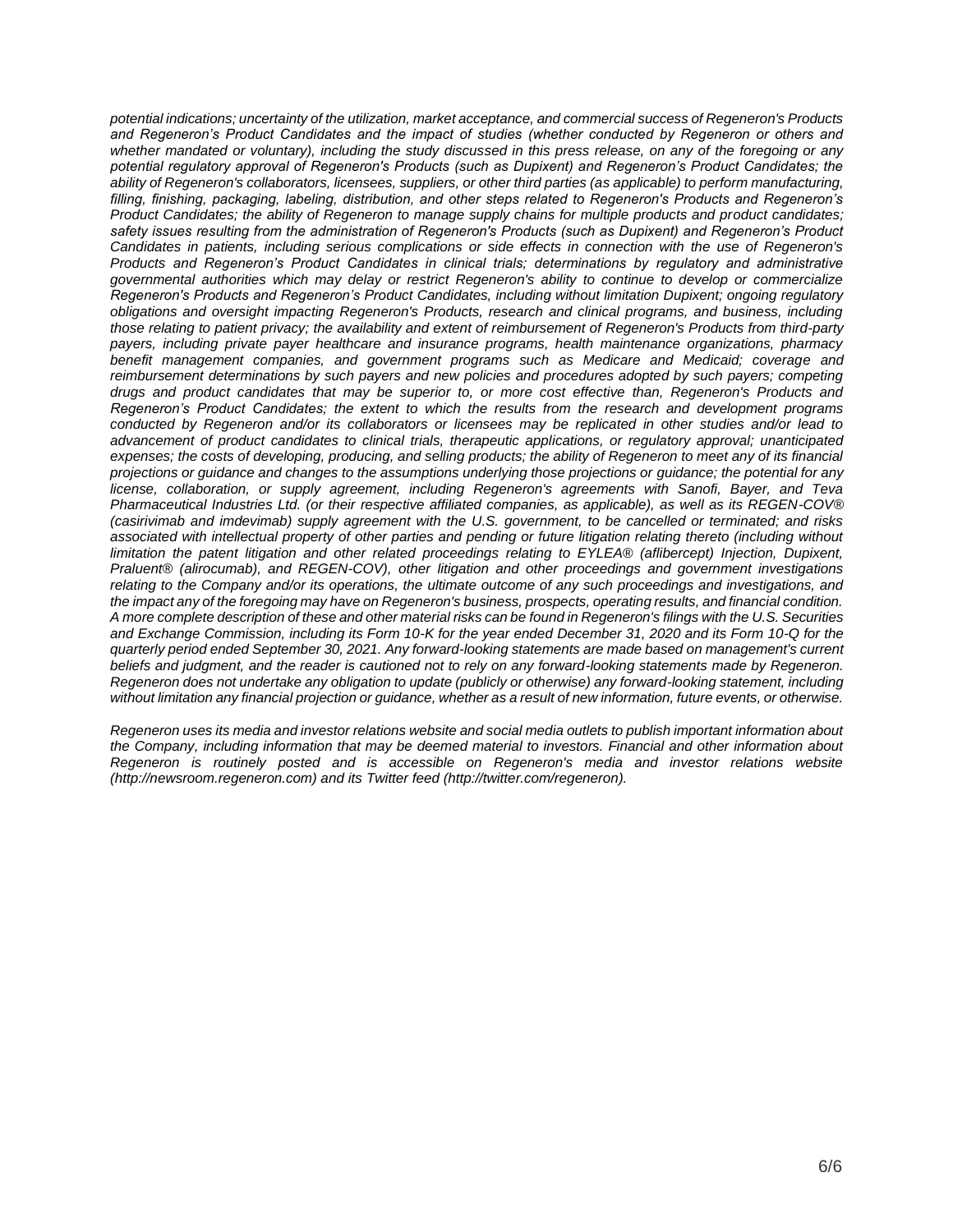*potential indications; uncertainty of the utilization, market acceptance, and commercial success of Regeneron's Products and Regeneron's Product Candidates and the impact of studies (whether conducted by Regeneron or others and whether mandated or voluntary), including the study discussed in this press release, on any of the foregoing or any potential regulatory approval of Regeneron's Products (such as Dupixent) and Regeneron's Product Candidates; the ability of Regeneron's collaborators, licensees, suppliers, or other third parties (as applicable) to perform manufacturing, filling, finishing, packaging, labeling, distribution, and other steps related to Regeneron's Products and Regeneron's Product Candidates; the ability of Regeneron to manage supply chains for multiple products and product candidates; safety issues resulting from the administration of Regeneron's Products (such as Dupixent) and Regeneron's Product Candidates in patients, including serious complications or side effects in connection with the use of Regeneron's Products and Regeneron's Product Candidates in clinical trials; determinations by regulatory and administrative governmental authorities which may delay or restrict Regeneron's ability to continue to develop or commercialize Regeneron's Products and Regeneron's Product Candidates, including without limitation Dupixent; ongoing regulatory obligations and oversight impacting Regeneron's Products, research and clinical programs, and business, including those relating to patient privacy; the availability and extent of reimbursement of Regeneron's Products from third-party payers, including private payer healthcare and insurance programs, health maintenance organizations, pharmacy benefit management companies, and government programs such as Medicare and Medicaid; coverage and reimbursement determinations by such payers and new policies and procedures adopted by such payers; competing drugs and product candidates that may be superior to, or more cost effective than, Regeneron's Products and Regeneron's Product Candidates; the extent to which the results from the research and development programs conducted by Regeneron and/or its collaborators or licensees may be replicated in other studies and/or lead to advancement of product candidates to clinical trials, therapeutic applications, or regulatory approval; unanticipated expenses; the costs of developing, producing, and selling products; the ability of Regeneron to meet any of its financial projections or guidance and changes to the assumptions underlying those projections or guidance; the potential for any license, collaboration, or supply agreement, including Regeneron's agreements with Sanofi, Bayer, and Teva Pharmaceutical Industries Ltd. (or their respective affiliated companies, as applicable), as well as its REGEN-COV® (casirivimab and imdevimab) supply agreement with the U.S. government, to be cancelled or terminated; and risks associated with intellectual property of other parties and pending or future litigation relating thereto (including without limitation the patent litigation and other related proceedings relating to EYLEA® (aflibercept) Injection, Dupixent, Praluent® (alirocumab), and REGEN-COV), other litigation and other proceedings and government investigations relating to the Company and/or its operations, the ultimate outcome of any such proceedings and investigations, and the impact any of the foregoing may have on Regeneron's business, prospects, operating results, and financial condition. A more complete description of these and other material risks can be found in Regeneron's filings with the U.S. Securities and Exchange Commission, including its Form 10-K for the year ended December 31, 2020 and its Form 10-Q for the quarterly period ended September 30, 2021. Any forward-looking statements are made based on management's current beliefs and judgment, and the reader is cautioned not to rely on any forward-looking statements made by Regeneron. Regeneron does not undertake any obligation to update (publicly or otherwise) any forward-looking statement, including without limitation any financial projection or guidance, whether as a result of new information, future events, or otherwise.*

*Regeneron uses its media and investor relations website and social media outlets to publish important information about the Company, including information that may be deemed material to investors. Financial and other information about Regeneron is routinely posted and is accessible on Regeneron's media and investor relations website (http://newsroom.regeneron.com) and its Twitter feed (http://twitter.com/regeneron).*